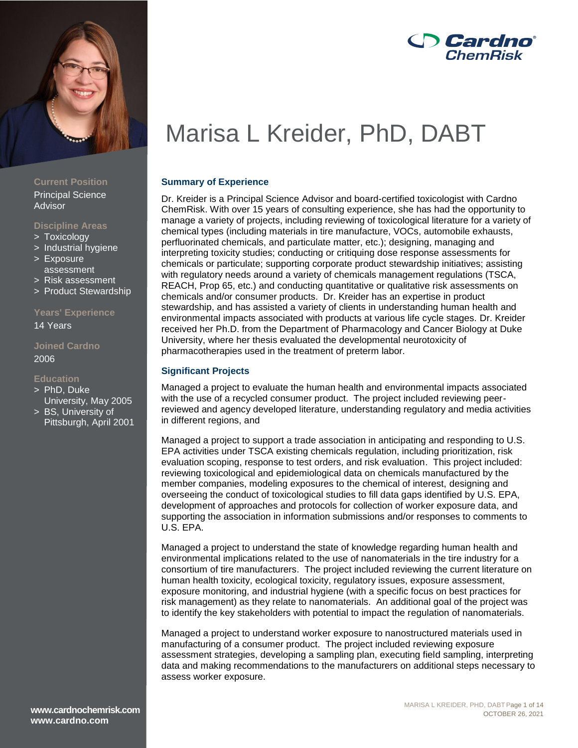# Marisa L Kreider, PhD, DABT

**Current Position**
Principal Science Advisor

**Discipline Areas**
- Toxicology
- Industrial hygiene
- Exposure assessment
- Risk assessment
- Product Stewardship

**Years' Experience**
14 Years

**Joined Cardno**
2006

**Education**
- PhD, Duke University, May 2005
- BS, University of Pittsburgh, April 2001

www.cardnochemrisk.com
www.cardno.com

## Summary of Experience

Dr. Kreider is a Principal Science Advisor and board-certified toxicologist with Cardno ChemRisk. With over 15 years of consulting experience, she has had the opportunity to manage a variety of projects, including reviewing of toxicological literature for a variety of chemical types (including materials in tire manufacture, VOCs, automobile exhausts, perfluorinated chemicals, and particulate matter, etc.); designing, managing and interpreting toxicity studies; conducting or critiquing dose response assessments for chemicals or particulate; supporting corporate product stewardship initiatives; assisting with regulatory needs around a variety of chemicals management regulations (TSCA, REACH, Prop 65, etc.) and conducting quantitative or qualitative risk assessments on chemicals and/or consumer products. Dr. Kreider has an expertise in product stewardship, and has assisted a variety of clients in understanding human health and environmental impacts associated with products at various life cycle stages. Dr. Kreider received her Ph.D. from the Department of Pharmacology and Cancer Biology at Duke University, where her thesis evaluated the developmental neurotoxicity of pharmacotherapies used in the treatment of preterm labor.

## Significant Projects

Managed a project to evaluate the human health and environmental impacts associated with the use of a recycled consumer product. The project included reviewing peer-reviewed and agency developed literature, understanding regulatory and media activities in different regions, and

Managed a project to support a trade association in anticipating and responding to U.S. EPA activities under TSCA existing chemicals regulation, including prioritization, risk evaluation scoping, response to test orders, and risk evaluation. This project included: reviewing toxicological and epidemiological data on chemicals manufactured by the member companies, modeling exposures to the chemical of interest, designing and overseeing the conduct of toxicological studies to fill data gaps identified by U.S. EPA, development of approaches and protocols for collection of worker exposure data, and supporting the association in information submissions and/or responses to comments to U.S. EPA.

Managed a project to understand the state of knowledge regarding human health and environmental implications related to the use of nanomaterials in the tire industry for a consortium of tire manufacturers. The project included reviewing the current literature on human health toxicity, ecological toxicity, regulatory issues, exposure assessment, exposure monitoring, and industrial hygiene (with a specific focus on best practices for risk management) as they relate to nanomaterials. An additional goal of the project was to identify the key stakeholders with potential to impact the regulation of nanomaterials.

Managed a project to understand worker exposure to nanostructured materials used in manufacturing of a consumer product. The project included reviewing exposure assessment strategies, developing a sampling plan, executing field sampling, interpreting data and making recommendations to the manufacturers on additional steps necessary to assess worker exposure.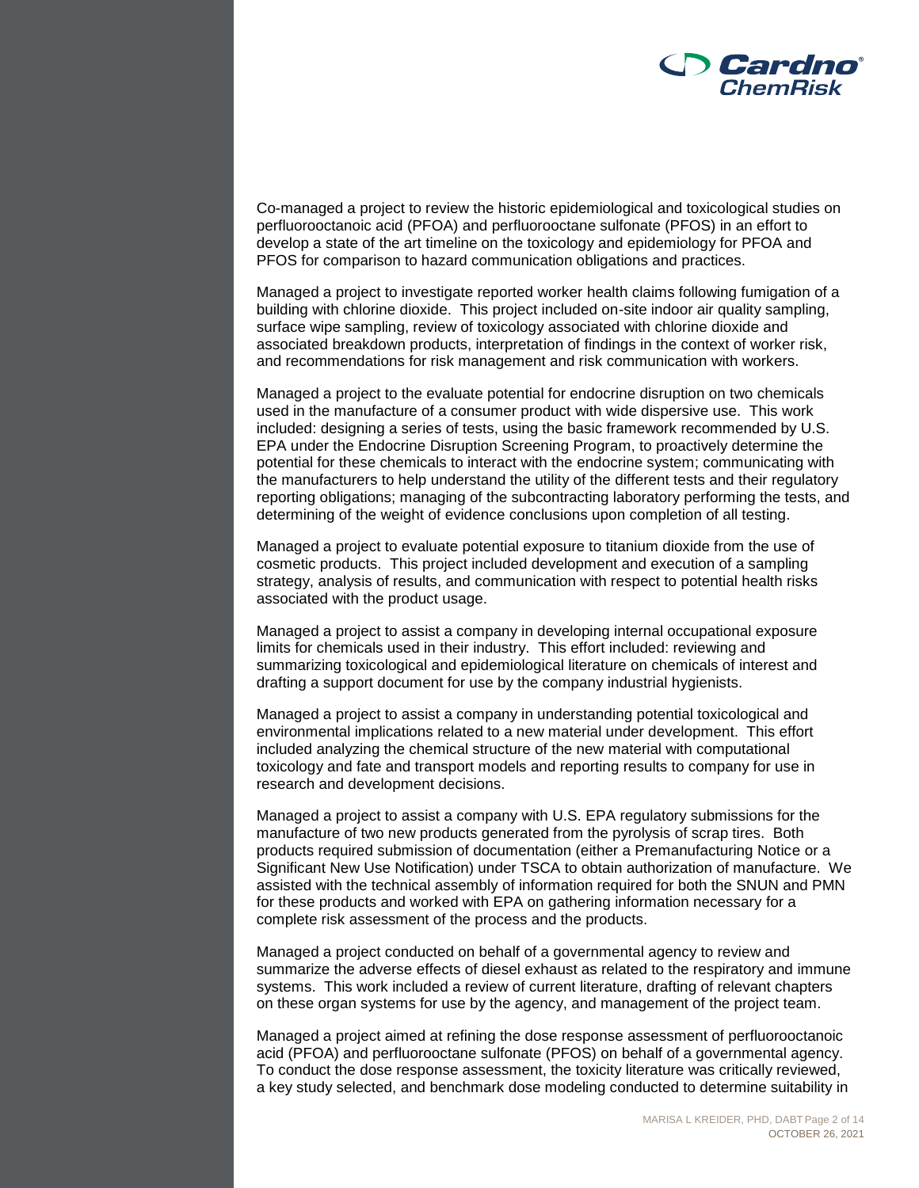Co-managed a project to review the historic epidemiological and toxicological studies on perfluorooctanoic acid (PFOA) and perfluorooctane sulfonate (PFOS) in an effort to develop a state of the art timeline on the toxicology and epidemiology for PFOA and PFOS for comparison to hazard communication obligations and practices.

Managed a project to investigate reported worker health claims following fumigation of a building with chlorine dioxide. This project included on-site indoor air quality sampling, surface wipe sampling, review of toxicology associated with chlorine dioxide and associated breakdown products, interpretation of findings in the context of worker risk, and recommendations for risk management and risk communication with workers.

Managed a project to the evaluate potential for endocrine disruption on two chemicals used in the manufacture of a consumer product with wide dispersive use. This work included: designing a series of tests, using the basic framework recommended by U.S. EPA under the Endocrine Disruption Screening Program, to proactively determine the potential for these chemicals to interact with the endocrine system; communicating with the manufacturers to help understand the utility of the different tests and their regulatory reporting obligations; managing of the subcontracting laboratory performing the tests, and determining of the weight of evidence conclusions upon completion of all testing.

Managed a project to evaluate potential exposure to titanium dioxide from the use of cosmetic products. This project included development and execution of a sampling strategy, analysis of results, and communication with respect to potential health risks associated with the product usage.

Managed a project to assist a company in developing internal occupational exposure limits for chemicals used in their industry. This effort included: reviewing and summarizing toxicological and epidemiological literature on chemicals of interest and drafting a support document for use by the company industrial hygienists.

Managed a project to assist a company in understanding potential toxicological and environmental implications related to a new material under development. This effort included analyzing the chemical structure of the new material with computational toxicology and fate and transport models and reporting results to company for use in research and development decisions.

Managed a project to assist a company with U.S. EPA regulatory submissions for the manufacture of two new products generated from the pyrolysis of scrap tires. Both products required submission of documentation (either a Premanufacturing Notice or a Significant New Use Notification) under TSCA to obtain authorization of manufacture. We assisted with the technical assembly of information required for both the SNUN and PMN for these products and worked with EPA on gathering information necessary for a complete risk assessment of the process and the products.

Managed a project conducted on behalf of a governmental agency to review and summarize the adverse effects of diesel exhaust as related to the respiratory and immune systems. This work included a review of current literature, drafting of relevant chapters on these organ systems for use by the agency, and management of the project team.

Managed a project aimed at refining the dose response assessment of perfluorooctanoic acid (PFOA) and perfluorooctane sulfonate (PFOS) on behalf of a governmental agency. To conduct the dose response assessment, the toxicity literature was critically reviewed, a key study selected, and benchmark dose modeling conducted to determine suitability in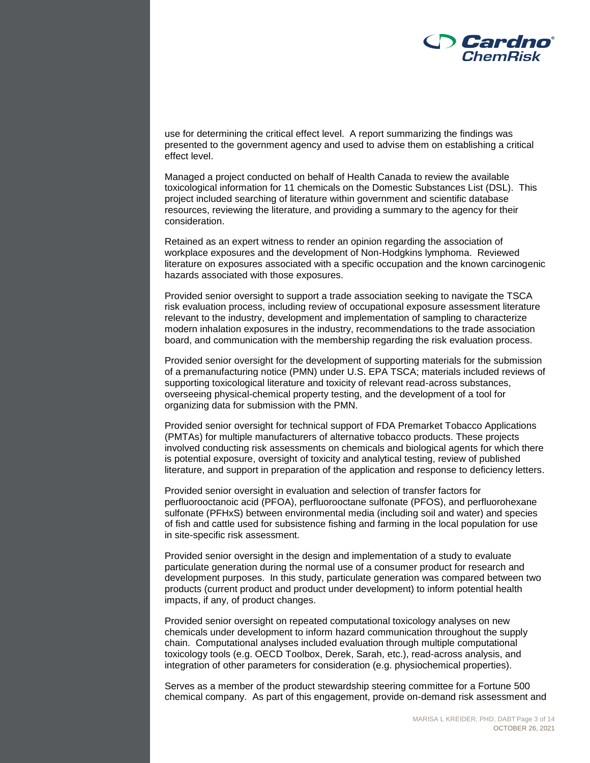use for determining the critical effect level. A report summarizing the findings was presented to the government agency and used to advise them on establishing a critical effect level.

Managed a project conducted on behalf of Health Canada to review the available toxicological information for 11 chemicals on the Domestic Substances List (DSL). This project included searching of literature within government and scientific database resources, reviewing the literature, and providing a summary to the agency for their consideration.

Retained as an expert witness to render an opinion regarding the association of workplace exposures and the development of Non-Hodgkins lymphoma. Reviewed literature on exposures associated with a specific occupation and the known carcinogenic hazards associated with those exposures.

Provided senior oversight to support a trade association seeking to navigate the TSCA risk evaluation process, including review of occupational exposure assessment literature relevant to the industry, development and implementation of sampling to characterize modern inhalation exposures in the industry, recommendations to the trade association board, and communication with the membership regarding the risk evaluation process.

Provided senior oversight for the development of supporting materials for the submission of a premanufacturing notice (PMN) under U.S. EPA TSCA; materials included reviews of supporting toxicological literature and toxicity of relevant read-across substances, overseeing physical-chemical property testing, and the development of a tool for organizing data for submission with the PMN.

Provided senior oversight for technical support of FDA Premarket Tobacco Applications (PMTAs) for multiple manufacturers of alternative tobacco products. These projects involved conducting risk assessments on chemicals and biological agents for which there is potential exposure, oversight of toxicity and analytical testing, review of published literature, and support in preparation of the application and response to deficiency letters.

Provided senior oversight in evaluation and selection of transfer factors for perfluorooctanoic acid (PFOA), perfluorooctane sulfonate (PFOS), and perfluorohexane sulfonate (PFHxS) between environmental media (including soil and water) and species of fish and cattle used for subsistence fishing and farming in the local population for use in site-specific risk assessment.

Provided senior oversight in the design and implementation of a study to evaluate particulate generation during the normal use of a consumer product for research and development purposes. In this study, particulate generation was compared between two products (current product and product under development) to inform potential health impacts, if any, of product changes.

Provided senior oversight on repeated computational toxicology analyses on new chemicals under development to inform hazard communication throughout the supply chain. Computational analyses included evaluation through multiple computational toxicology tools (e.g. OECD Toolbox, Derek, Sarah, etc.), read-across analysis, and integration of other parameters for consideration (e.g. physiochemical properties).

Serves as a member of the product stewardship steering committee for a Fortune 500 chemical company. As part of this engagement, provide on-demand risk assessment and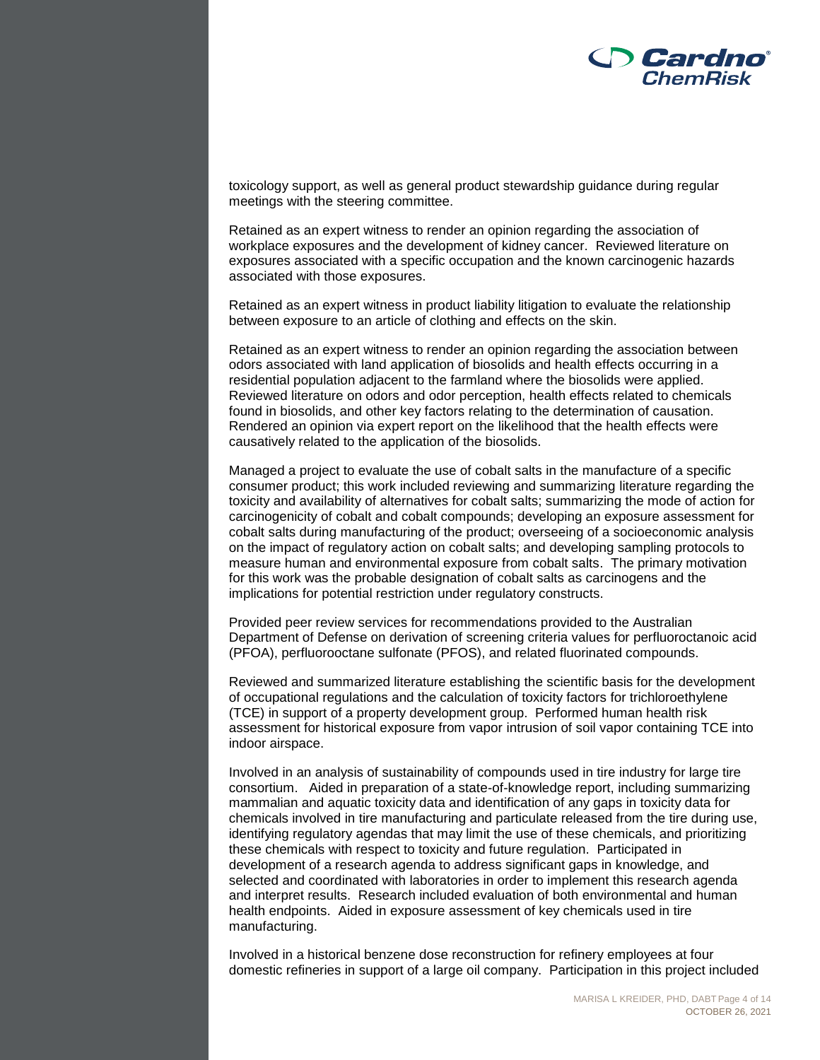toxicology support, as well as general product stewardship guidance during regular meetings with the steering committee.

Retained as an expert witness to render an opinion regarding the association of workplace exposures and the development of kidney cancer. Reviewed literature on exposures associated with a specific occupation and the known carcinogenic hazards associated with those exposures.

Retained as an expert witness in product liability litigation to evaluate the relationship between exposure to an article of clothing and effects on the skin.

Retained as an expert witness to render an opinion regarding the association between odors associated with land application of biosolids and health effects occurring in a residential population adjacent to the farmland where the biosolids were applied. Reviewed literature on odors and odor perception, health effects related to chemicals found in biosolids, and other key factors relating to the determination of causation. Rendered an opinion via expert report on the likelihood that the health effects were causatively related to the application of the biosolids.

Managed a project to evaluate the use of cobalt salts in the manufacture of a specific consumer product; this work included reviewing and summarizing literature regarding the toxicity and availability of alternatives for cobalt salts; summarizing the mode of action for carcinogenicity of cobalt and cobalt compounds; developing an exposure assessment for cobalt salts during manufacturing of the product; overseeing of a socioeconomic analysis on the impact of regulatory action on cobalt salts; and developing sampling protocols to measure human and environmental exposure from cobalt salts. The primary motivation for this work was the probable designation of cobalt salts as carcinogens and the implications for potential restriction under regulatory constructs.

Provided peer review services for recommendations provided to the Australian Department of Defense on derivation of screening criteria values for perfluoroctanoic acid (PFOA), perfluorooctane sulfonate (PFOS), and related fluorinated compounds.

Reviewed and summarized literature establishing the scientific basis for the development of occupational regulations and the calculation of toxicity factors for trichloroethylene (TCE) in support of a property development group. Performed human health risk assessment for historical exposure from vapor intrusion of soil vapor containing TCE into indoor airspace.

Involved in an analysis of sustainability of compounds used in tire industry for large tire consortium. Aided in preparation of a state-of-knowledge report, including summarizing mammalian and aquatic toxicity data and identification of any gaps in toxicity data for chemicals involved in tire manufacturing and particulate released from the tire during use, identifying regulatory agendas that may limit the use of these chemicals, and prioritizing these chemicals with respect to toxicity and future regulation. Participated in development of a research agenda to address significant gaps in knowledge, and selected and coordinated with laboratories in order to implement this research agenda and interpret results. Research included evaluation of both environmental and human health endpoints. Aided in exposure assessment of key chemicals used in tire manufacturing.

Involved in a historical benzene dose reconstruction for refinery employees at four domestic refineries in support of a large oil company. Participation in this project included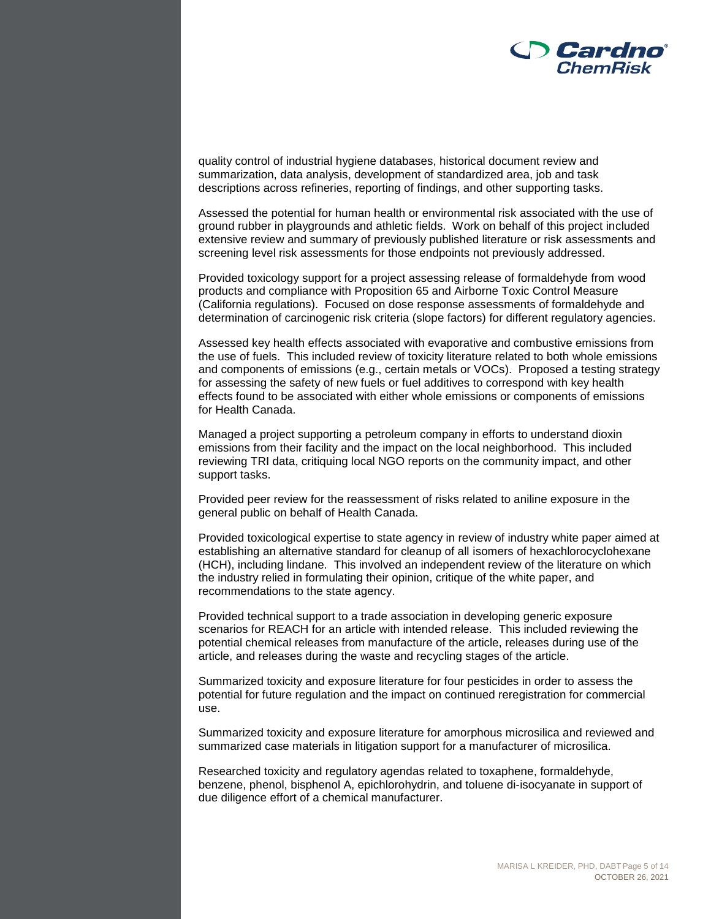quality control of industrial hygiene databases, historical document review and summarization, data analysis, development of standardized area, job and task descriptions across refineries, reporting of findings, and other supporting tasks.

Assessed the potential for human health or environmental risk associated with the use of ground rubber in playgrounds and athletic fields. Work on behalf of this project included extensive review and summary of previously published literature or risk assessments and screening level risk assessments for those endpoints not previously addressed.

Provided toxicology support for a project assessing release of formaldehyde from wood products and compliance with Proposition 65 and Airborne Toxic Control Measure (California regulations). Focused on dose response assessments of formaldehyde and determination of carcinogenic risk criteria (slope factors) for different regulatory agencies.

Assessed key health effects associated with evaporative and combustive emissions from the use of fuels. This included review of toxicity literature related to both whole emissions and components of emissions (e.g., certain metals or VOCs). Proposed a testing strategy for assessing the safety of new fuels or fuel additives to correspond with key health effects found to be associated with either whole emissions or components of emissions for Health Canada.

Managed a project supporting a petroleum company in efforts to understand dioxin emissions from their facility and the impact on the local neighborhood. This included reviewing TRI data, critiquing local NGO reports on the community impact, and other support tasks.

Provided peer review for the reassessment of risks related to aniline exposure in the general public on behalf of Health Canada.

Provided toxicological expertise to state agency in review of industry white paper aimed at establishing an alternative standard for cleanup of all isomers of hexachlorocyclohexane (HCH), including lindane. This involved an independent review of the literature on which the industry relied in formulating their opinion, critique of the white paper, and recommendations to the state agency.

Provided technical support to a trade association in developing generic exposure scenarios for REACH for an article with intended release. This included reviewing the potential chemical releases from manufacture of the article, releases during use of the article, and releases during the waste and recycling stages of the article.

Summarized toxicity and exposure literature for four pesticides in order to assess the potential for future regulation and the impact on continued reregistration for commercial use.

Summarized toxicity and exposure literature for amorphous microsilica and reviewed and summarized case materials in litigation support for a manufacturer of microsilica.

Researched toxicity and regulatory agendas related to toxaphene, formaldehyde, benzene, phenol, bisphenol A, epichlorohydrin, and toluene di-isocyanate in support of due diligence effort of a chemical manufacturer.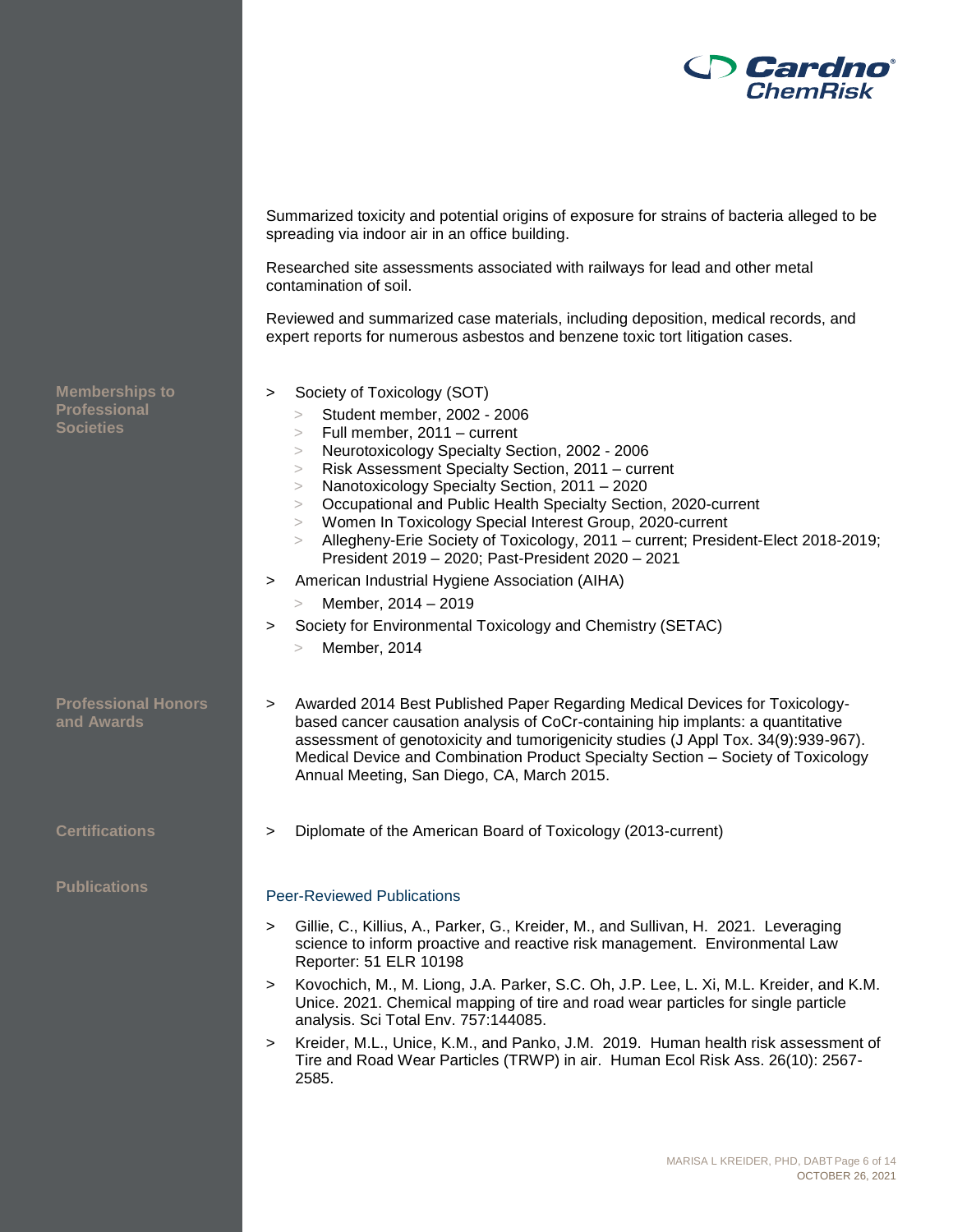Summarized toxicity and potential origins of exposure for strains of bacteria alleged to be spreading via indoor air in an office building.

Researched site assessments associated with railways for lead and other metal contamination of soil.

Reviewed and summarized case materials, including deposition, medical records, and expert reports for numerous asbestos and benzene toxic tort litigation cases.

## Memberships to Professional Societies

- Society of Toxicology (SOT)
  - Student member, 2002 - 2006
  - Full member, 2011 – current
  - Neurotoxicology Specialty Section, 2002 - 2006
  - Risk Assessment Specialty Section, 2011 – current
  - Nanotoxicology Specialty Section, 2011 – 2020
  - Occupational and Public Health Specialty Section, 2020-current
  - Women In Toxicology Special Interest Group, 2020-current
  - Allegheny-Erie Society of Toxicology, 2011 – current; President-Elect 2018-2019; President 2019 – 2020; Past-President 2020 – 2021
- American Industrial Hygiene Association (AIHA)
  - Member, 2014 – 2019
- Society for Environmental Toxicology and Chemistry (SETAC)
  - Member, 2014

## Professional Honors and Awards

- Awarded 2014 Best Published Paper Regarding Medical Devices for Toxicology-based cancer causation analysis of CoCr-containing hip implants: a quantitative assessment of genotoxicity and tumorigenicity studies (J Appl Tox. 34(9):939-967). Medical Device and Combination Product Specialty Section – Society of Toxicology Annual Meeting, San Diego, CA, March 2015.

## Certifications

- Diplomate of the American Board of Toxicology (2013-current)

## Publications

### Peer-Reviewed Publications

- Gillie, C., Killius, A., Parker, G., Kreider, M., and Sullivan, H. 2021. Leveraging science to inform proactive and reactive risk management. Environmental Law Reporter: 51 ELR 10198
- Kovochich, M., M. Liong, J.A. Parker, S.C. Oh, J.P. Lee, L. Xi, M.L. Kreider, and K.M. Unice. 2021. Chemical mapping of tire and road wear particles for single particle analysis. Sci Total Env. 757:144085.
- Kreider, M.L., Unice, K.M., and Panko, J.M. 2019. Human health risk assessment of Tire and Road Wear Particles (TRWP) in air. Human Ecol Risk Ass. 26(10): 2567-2585.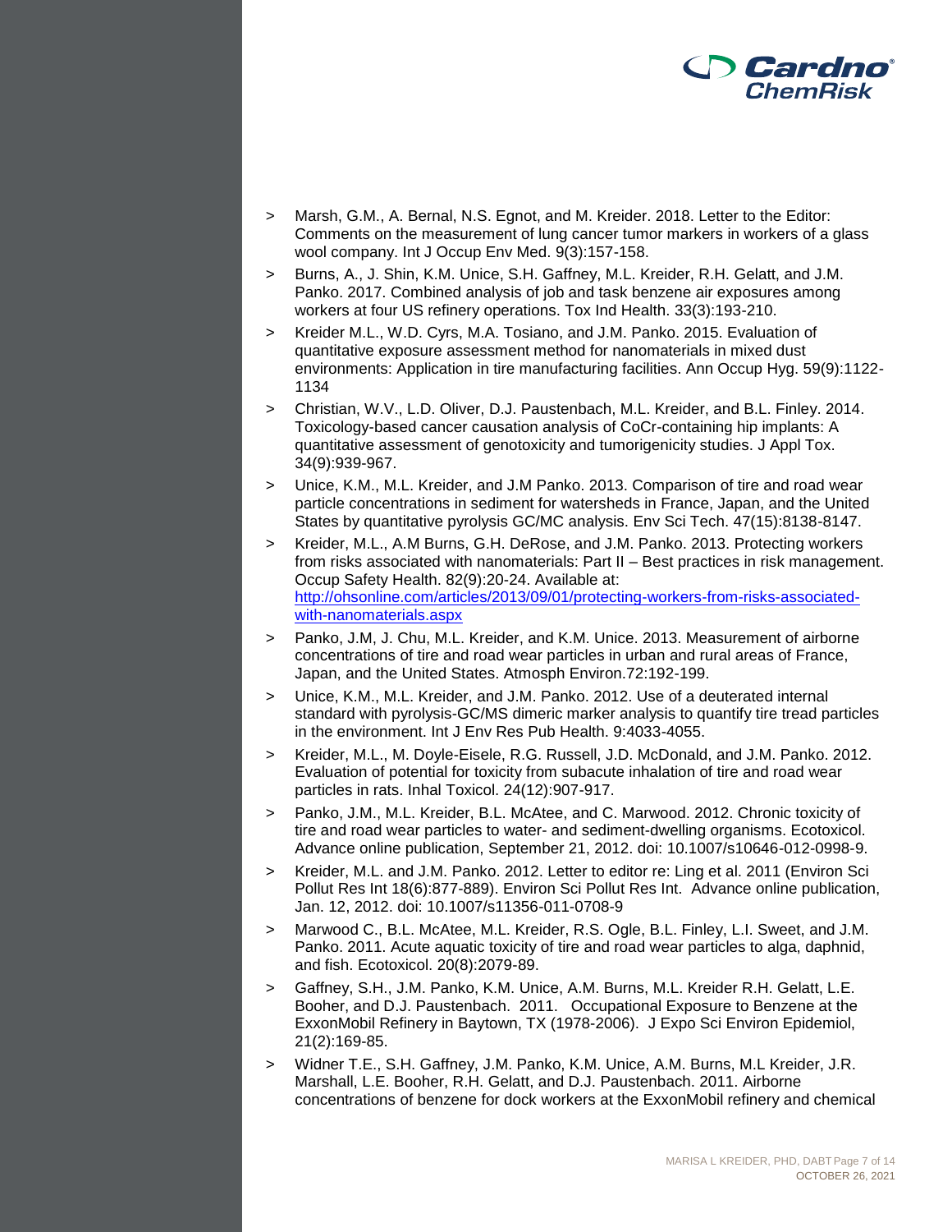- Marsh, G.M., A. Bernal, N.S. Egnot, and M. Kreider. 2018. Letter to the Editor: Comments on the measurement of lung cancer tumor markers in workers of a glass wool company. Int J Occup Env Med. 9(3):157-158.
- Burns, A., J. Shin, K.M. Unice, S.H. Gaffney, M.L. Kreider, R.H. Gelatt, and J.M. Panko. 2017. Combined analysis of job and task benzene air exposures among workers at four US refinery operations. Tox Ind Health. 33(3):193-210.
- Kreider M.L., W.D. Cyrs, M.A. Tosiano, and J.M. Panko. 2015. Evaluation of quantitative exposure assessment method for nanomaterials in mixed dust environments: Application in tire manufacturing facilities. Ann Occup Hyg. 59(9):1122-1134
- Christian, W.V., L.D. Oliver, D.J. Paustenbach, M.L. Kreider, and B.L. Finley. 2014. Toxicology-based cancer causation analysis of CoCr-containing hip implants: A quantitative assessment of genotoxicity and tumorigenicity studies. J Appl Tox. 34(9):939-967.
- Unice, K.M., M.L. Kreider, and J.M Panko. 2013. Comparison of tire and road wear particle concentrations in sediment for watersheds in France, Japan, and the United States by quantitative pyrolysis GC/MC analysis. Env Sci Tech. 47(15):8138-8147.
- Kreider, M.L., A.M Burns, G.H. DeRose, and J.M. Panko. 2013. Protecting workers from risks associated with nanomaterials: Part II – Best practices in risk management. Occup Safety Health. 82(9):20-24. Available at: http://ohsonline.com/articles/2013/09/01/protecting-workers-from-risks-associated-with-nanomaterials.aspx
- Panko, J.M, J. Chu, M.L. Kreider, and K.M. Unice. 2013. Measurement of airborne concentrations of tire and road wear particles in urban and rural areas of France, Japan, and the United States. Atmosph Environ.72:192-199.
- Unice, K.M., M.L. Kreider, and J.M. Panko. 2012. Use of a deuterated internal standard with pyrolysis-GC/MS dimeric marker analysis to quantify tire tread particles in the environment. Int J Env Res Pub Health. 9:4033-4055.
- Kreider, M.L., M. Doyle-Eisele, R.G. Russell, J.D. McDonald, and J.M. Panko. 2012. Evaluation of potential for toxicity from subacute inhalation of tire and road wear particles in rats. Inhal Toxicol. 24(12):907-917.
- Panko, J.M., M.L. Kreider, B.L. McAtee, and C. Marwood. 2012. Chronic toxicity of tire and road wear particles to water- and sediment-dwelling organisms. Ecotoxicol. Advance online publication, September 21, 2012. doi: 10.1007/s10646-012-0998-9.
- Kreider, M.L. and J.M. Panko. 2012. Letter to editor re: Ling et al. 2011 (Environ Sci Pollut Res Int 18(6):877-889). Environ Sci Pollut Res Int. Advance online publication, Jan. 12, 2012. doi: 10.1007/s11356-011-0708-9
- Marwood C., B.L. McAtee, M.L. Kreider, R.S. Ogle, B.L. Finley, L.I. Sweet, and J.M. Panko. 2011. Acute aquatic toxicity of tire and road wear particles to alga, daphnid, and fish. Ecotoxicol. 20(8):2079-89.
- Gaffney, S.H., J.M. Panko, K.M. Unice, A.M. Burns, M.L. Kreider R.H. Gelatt, L.E. Booher, and D.J. Paustenbach. 2011. Occupational Exposure to Benzene at the ExxonMobil Refinery in Baytown, TX (1978-2006). J Expo Sci Environ Epidemiol, 21(2):169-85.
- Widner T.E., S.H. Gaffney, J.M. Panko, K.M. Unice, A.M. Burns, M.L Kreider, J.R. Marshall, L.E. Booher, R.H. Gelatt, and D.J. Paustenbach. 2011. Airborne concentrations of benzene for dock workers at the ExxonMobil refinery and chemical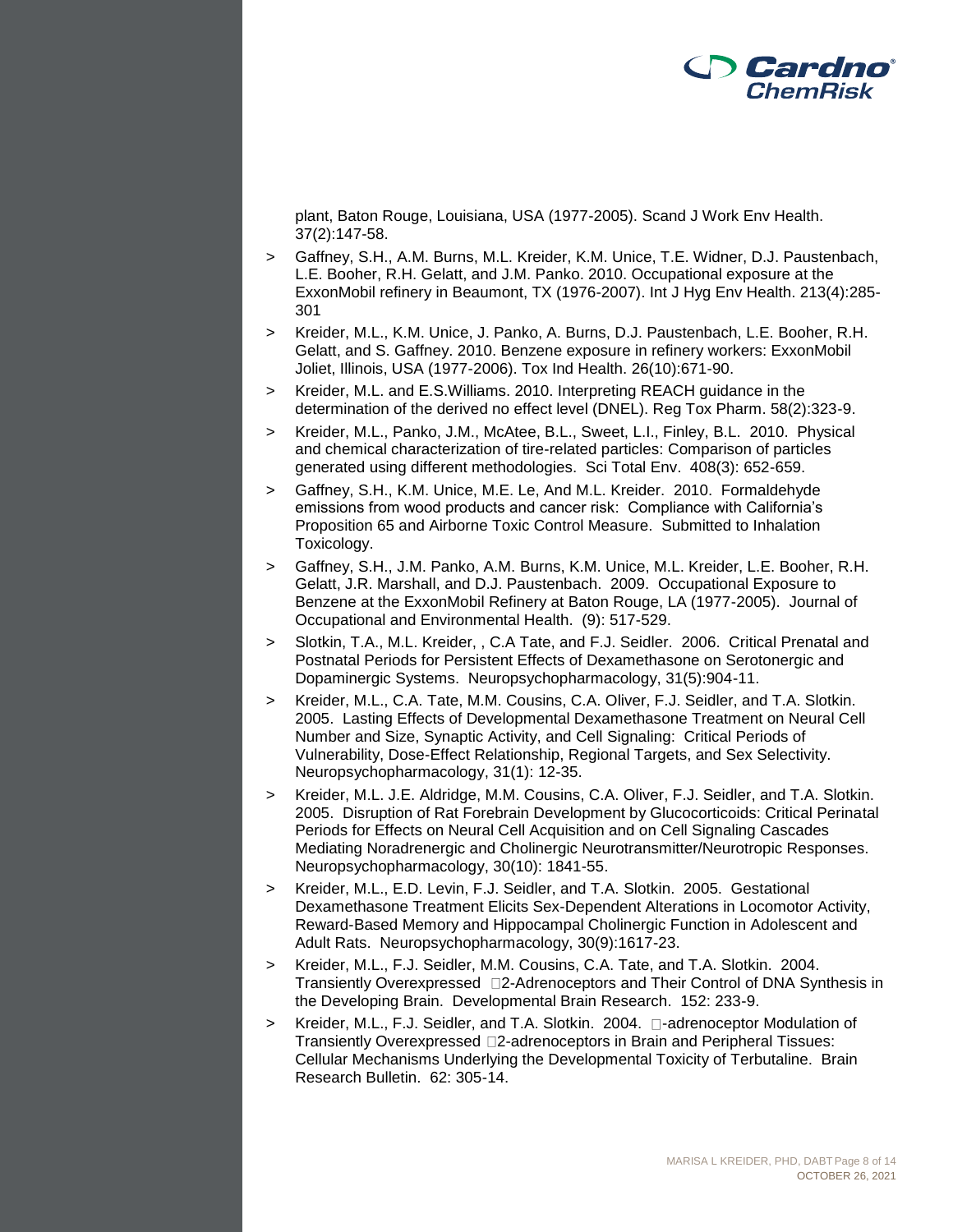plant, Baton Rouge, Louisiana, USA (1977-2005). Scand J Work Env Health. 37(2):147-58.

- Gaffney, S.H., A.M. Burns, M.L. Kreider, K.M. Unice, T.E. Widner, D.J. Paustenbach, L.E. Booher, R.H. Gelatt, and J.M. Panko. 2010. Occupational exposure at the ExxonMobil refinery in Beaumont, TX (1976-2007). Int J Hyg Env Health. 213(4):285-301
- Kreider, M.L., K.M. Unice, J. Panko, A. Burns, D.J. Paustenbach, L.E. Booher, R.H. Gelatt, and S. Gaffney. 2010. Benzene exposure in refinery workers: ExxonMobil Joliet, Illinois, USA (1977-2006). Tox Ind Health. 26(10):671-90.
- Kreider, M.L. and E.S.Williams. 2010. Interpreting REACH guidance in the determination of the derived no effect level (DNEL). Reg Tox Pharm. 58(2):323-9.
- Kreider, M.L., Panko, J.M., McAtee, B.L., Sweet, L.I., Finley, B.L. 2010. Physical and chemical characterization of tire-related particles: Comparison of particles generated using different methodologies. Sci Total Env. 408(3): 652-659.
- Gaffney, S.H., K.M. Unice, M.E. Le, And M.L. Kreider. 2010. Formaldehyde emissions from wood products and cancer risk: Compliance with California's Proposition 65 and Airborne Toxic Control Measure. Submitted to Inhalation Toxicology.
- Gaffney, S.H., J.M. Panko, A.M. Burns, K.M. Unice, M.L. Kreider, L.E. Booher, R.H. Gelatt, J.R. Marshall, and D.J. Paustenbach. 2009. Occupational Exposure to Benzene at the ExxonMobil Refinery at Baton Rouge, LA (1977-2005). Journal of Occupational and Environmental Health. (9): 517-529.
- Slotkin, T.A., M.L. Kreider, , C.A Tate, and F.J. Seidler. 2006. Critical Prenatal and Postnatal Periods for Persistent Effects of Dexamethasone on Serotonergic and Dopaminergic Systems. Neuropsychopharmacology, 31(5):904-11.
- Kreider, M.L., C.A. Tate, M.M. Cousins, C.A. Oliver, F.J. Seidler, and T.A. Slotkin. 2005. Lasting Effects of Developmental Dexamethasone Treatment on Neural Cell Number and Size, Synaptic Activity, and Cell Signaling: Critical Periods of Vulnerability, Dose-Effect Relationship, Regional Targets, and Sex Selectivity. Neuropsychopharmacology, 31(1): 12-35.
- Kreider, M.L. J.E. Aldridge, M.M. Cousins, C.A. Oliver, F.J. Seidler, and T.A. Slotkin. 2005. Disruption of Rat Forebrain Development by Glucocorticoids: Critical Perinatal Periods for Effects on Neural Cell Acquisition and on Cell Signaling Cascades Mediating Noradrenergic and Cholinergic Neurotransmitter/Neurotropic Responses. Neuropsychopharmacology, 30(10): 1841-55.
- Kreider, M.L., E.D. Levin, F.J. Seidler, and T.A. Slotkin. 2005. Gestational Dexamethasone Treatment Elicits Sex-Dependent Alterations in Locomotor Activity, Reward-Based Memory and Hippocampal Cholinergic Function in Adolescent and Adult Rats. Neuropsychopharmacology, 30(9):1617-23.
- Kreider, M.L., F.J. Seidler, M.M. Cousins, C.A. Tate, and T.A. Slotkin. 2004. Transiently Overexpressed □2-Adrenoceptors and Their Control of DNA Synthesis in the Developing Brain. Developmental Brain Research. 152: 233-9.
- Kreider, M.L., F.J. Seidler, and T.A. Slotkin. 2004. □-adrenoceptor Modulation of Transiently Overexpressed □2-adrenoceptors in Brain and Peripheral Tissues: Cellular Mechanisms Underlying the Developmental Toxicity of Terbutaline. Brain Research Bulletin. 62: 305-14.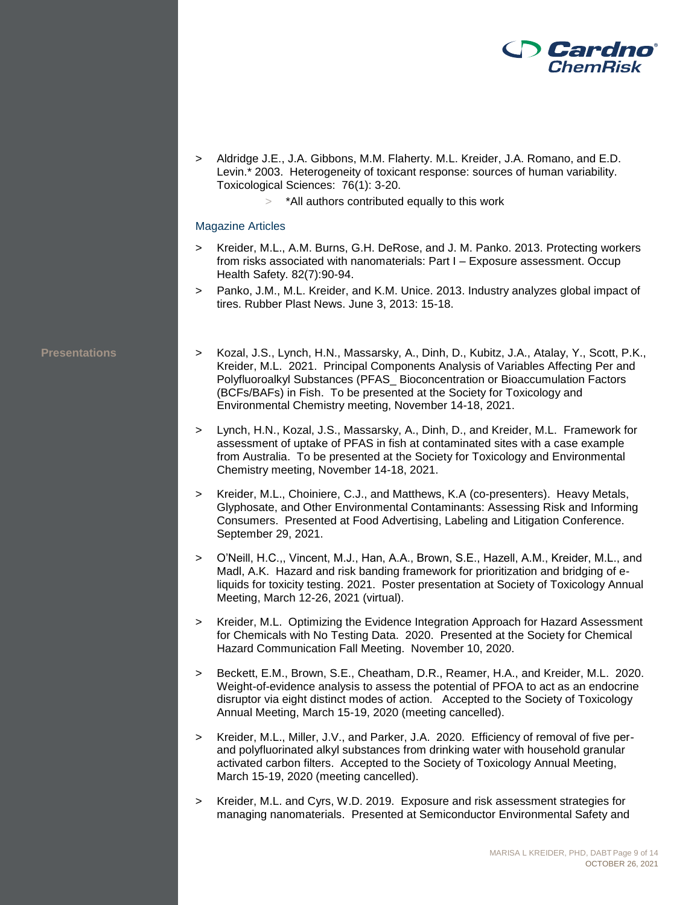- Aldridge J.E., J.A. Gibbons, M.M. Flaherty. M.L. Kreider, J.A. Romano, and E.D. Levin.* 2003. Heterogeneity of toxicant response: sources of human variability. Toxicological Sciences: 76(1): 3-20.
  - *All authors contributed equally to this work

### Magazine Articles

- Kreider, M.L., A.M. Burns, G.H. DeRose, and J. M. Panko. 2013. Protecting workers from risks associated with nanomaterials: Part I – Exposure assessment. Occup Health Safety. 82(7):90-94.
- Panko, J.M., M.L. Kreider, and K.M. Unice. 2013. Industry analyzes global impact of tires. Rubber Plast News. June 3, 2013: 15-18.

## Presentations

- Kozal, J.S., Lynch, H.N., Massarsky, A., Dinh, D., Kubitz, J.A., Atalay, Y., Scott, P.K., Kreider, M.L. 2021. Principal Components Analysis of Variables Affecting Per and Polyfluoroalkyl Substances (PFAS_ Bioconcentration or Bioaccumulation Factors (BCFs/BAFs) in Fish. To be presented at the Society for Toxicology and Environmental Chemistry meeting, November 14-18, 2021.
- Lynch, H.N., Kozal, J.S., Massarsky, A., Dinh, D., and Kreider, M.L. Framework for assessment of uptake of PFAS in fish at contaminated sites with a case example from Australia. To be presented at the Society for Toxicology and Environmental Chemistry meeting, November 14-18, 2021.
- Kreider, M.L., Choiniere, C.J., and Matthews, K.A (co-presenters). Heavy Metals, Glyphosate, and Other Environmental Contaminants: Assessing Risk and Informing Consumers. Presented at Food Advertising, Labeling and Litigation Conference. September 29, 2021.
- O'Neill, H.C.,, Vincent, M.J., Han, A.A., Brown, S.E., Hazell, A.M., Kreider, M.L., and Madl, A.K. Hazard and risk banding framework for prioritization and bridging of e-liquids for toxicity testing. 2021. Poster presentation at Society of Toxicology Annual Meeting, March 12-26, 2021 (virtual).
- Kreider, M.L. Optimizing the Evidence Integration Approach for Hazard Assessment for Chemicals with No Testing Data. 2020. Presented at the Society for Chemical Hazard Communication Fall Meeting. November 10, 2020.
- Beckett, E.M., Brown, S.E., Cheatham, D.R., Reamer, H.A., and Kreider, M.L. 2020. Weight-of-evidence analysis to assess the potential of PFOA to act as an endocrine disruptor via eight distinct modes of action. Accepted to the Society of Toxicology Annual Meeting, March 15-19, 2020 (meeting cancelled).
- Kreider, M.L., Miller, J.V., and Parker, J.A. 2020. Efficiency of removal of five per- and polyfluorinated alkyl substances from drinking water with household granular activated carbon filters. Accepted to the Society of Toxicology Annual Meeting, March 15-19, 2020 (meeting cancelled).
- Kreider, M.L. and Cyrs, W.D. 2019. Exposure and risk assessment strategies for managing nanomaterials. Presented at Semiconductor Environmental Safety and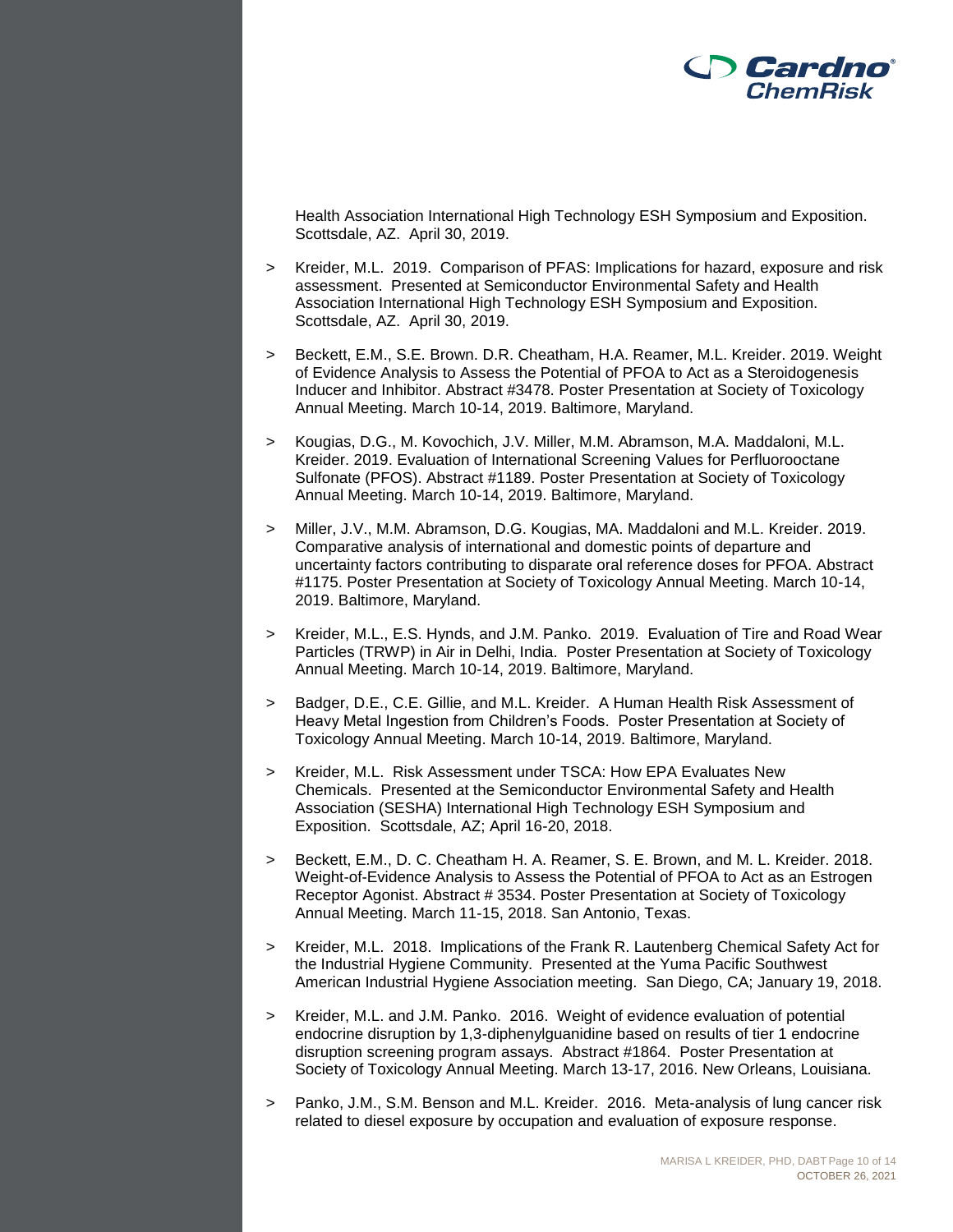Health Association International High Technology ESH Symposium and Exposition. Scottsdale, AZ. April 30, 2019.

> Kreider, M.L. 2019. Comparison of PFAS: Implications for hazard, exposure and risk assessment. Presented at Semiconductor Environmental Safety and Health Association International High Technology ESH Symposium and Exposition. Scottsdale, AZ. April 30, 2019.

> Beckett, E.M., S.E. Brown. D.R. Cheatham, H.A. Reamer, M.L. Kreider. 2019. Weight of Evidence Analysis to Assess the Potential of PFOA to Act as a Steroidogenesis Inducer and Inhibitor. Abstract #3478. Poster Presentation at Society of Toxicology Annual Meeting. March 10-14, 2019. Baltimore, Maryland.

> Kougias, D.G., M. Kovochich, J.V. Miller, M.M. Abramson, M.A. Maddaloni, M.L. Kreider. 2019. Evaluation of International Screening Values for Perfluorooctane Sulfonate (PFOS). Abstract #1189. Poster Presentation at Society of Toxicology Annual Meeting. March 10-14, 2019. Baltimore, Maryland.

> Miller, J.V., M.M. Abramson, D.G. Kougias, MA. Maddaloni and M.L. Kreider. 2019. Comparative analysis of international and domestic points of departure and uncertainty factors contributing to disparate oral reference doses for PFOA. Abstract #1175. Poster Presentation at Society of Toxicology Annual Meeting. March 10-14, 2019. Baltimore, Maryland.

> Kreider, M.L., E.S. Hynds, and J.M. Panko. 2019. Evaluation of Tire and Road Wear Particles (TRWP) in Air in Delhi, India. Poster Presentation at Society of Toxicology Annual Meeting. March 10-14, 2019. Baltimore, Maryland.

> Badger, D.E., C.E. Gillie, and M.L. Kreider. A Human Health Risk Assessment of Heavy Metal Ingestion from Children's Foods. Poster Presentation at Society of Toxicology Annual Meeting. March 10-14, 2019. Baltimore, Maryland.

> Kreider, M.L. Risk Assessment under TSCA: How EPA Evaluates New Chemicals. Presented at the Semiconductor Environmental Safety and Health Association (SESHA) International High Technology ESH Symposium and Exposition. Scottsdale, AZ; April 16-20, 2018.

> Beckett, E.M., D. C. Cheatham H. A. Reamer, S. E. Brown, and M. L. Kreider. 2018. Weight-of-Evidence Analysis to Assess the Potential of PFOA to Act as an Estrogen Receptor Agonist. Abstract # 3534. Poster Presentation at Society of Toxicology Annual Meeting. March 11-15, 2018. San Antonio, Texas.

> Kreider, M.L. 2018. Implications of the Frank R. Lautenberg Chemical Safety Act for the Industrial Hygiene Community. Presented at the Yuma Pacific Southwest American Industrial Hygiene Association meeting. San Diego, CA; January 19, 2018.

> Kreider, M.L. and J.M. Panko. 2016. Weight of evidence evaluation of potential endocrine disruption by 1,3-diphenylguanidine based on results of tier 1 endocrine disruption screening program assays. Abstract #1864. Poster Presentation at Society of Toxicology Annual Meeting. March 13-17, 2016. New Orleans, Louisiana.

> Panko, J.M., S.M. Benson and M.L. Kreider. 2016. Meta-analysis of lung cancer risk related to diesel exposure by occupation and evaluation of exposure response.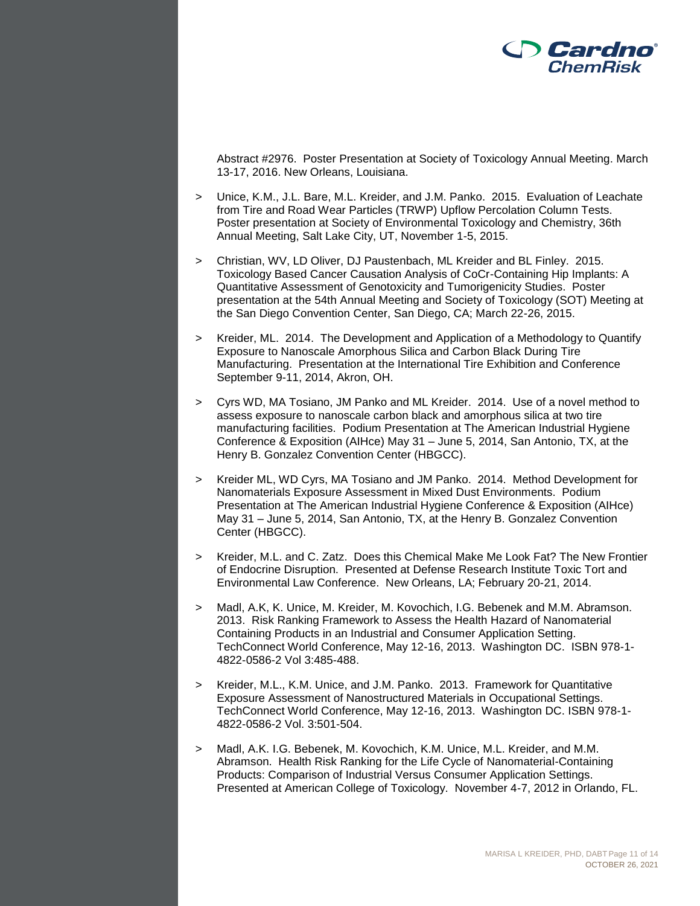Abstract #2976. Poster Presentation at Society of Toxicology Annual Meeting. March 13-17, 2016. New Orleans, Louisiana.

> Unice, K.M., J.L. Bare, M.L. Kreider, and J.M. Panko. 2015. Evaluation of Leachate from Tire and Road Wear Particles (TRWP) Upflow Percolation Column Tests. Poster presentation at Society of Environmental Toxicology and Chemistry, 36th Annual Meeting, Salt Lake City, UT, November 1-5, 2015.

> Christian, WV, LD Oliver, DJ Paustenbach, ML Kreider and BL Finley. 2015. Toxicology Based Cancer Causation Analysis of CoCr-Containing Hip Implants: A Quantitative Assessment of Genotoxicity and Tumorigenicity Studies. Poster presentation at the 54th Annual Meeting and Society of Toxicology (SOT) Meeting at the San Diego Convention Center, San Diego, CA; March 22-26, 2015.

> Kreider, ML. 2014. The Development and Application of a Methodology to Quantify Exposure to Nanoscale Amorphous Silica and Carbon Black During Tire Manufacturing. Presentation at the International Tire Exhibition and Conference September 9-11, 2014, Akron, OH.

> Cyrs WD, MA Tosiano, JM Panko and ML Kreider. 2014. Use of a novel method to assess exposure to nanoscale carbon black and amorphous silica at two tire manufacturing facilities. Podium Presentation at The American Industrial Hygiene Conference & Exposition (AIHce) May 31 – June 5, 2014, San Antonio, TX, at the Henry B. Gonzalez Convention Center (HBGCC).

> Kreider ML, WD Cyrs, MA Tosiano and JM Panko. 2014. Method Development for Nanomaterials Exposure Assessment in Mixed Dust Environments. Podium Presentation at The American Industrial Hygiene Conference & Exposition (AIHce) May 31 – June 5, 2014, San Antonio, TX, at the Henry B. Gonzalez Convention Center (HBGCC).

> Kreider, M.L. and C. Zatz. Does this Chemical Make Me Look Fat? The New Frontier of Endocrine Disruption. Presented at Defense Research Institute Toxic Tort and Environmental Law Conference. New Orleans, LA; February 20-21, 2014.

> Madl, A.K, K. Unice, M. Kreider, M. Kovochich, I.G. Bebenek and M.M. Abramson. 2013. Risk Ranking Framework to Assess the Health Hazard of Nanomaterial Containing Products in an Industrial and Consumer Application Setting. TechConnect World Conference, May 12-16, 2013. Washington DC. ISBN 978-1-4822-0586-2 Vol 3:485-488.

> Kreider, M.L., K.M. Unice, and J.M. Panko. 2013. Framework for Quantitative Exposure Assessment of Nanostructured Materials in Occupational Settings. TechConnect World Conference, May 12-16, 2013. Washington DC. ISBN 978-1-4822-0586-2 Vol. 3:501-504.

> Madl, A.K. I.G. Bebenek, M. Kovochich, K.M. Unice, M.L. Kreider, and M.M. Abramson. Health Risk Ranking for the Life Cycle of Nanomaterial-Containing Products: Comparison of Industrial Versus Consumer Application Settings. Presented at American College of Toxicology. November 4-7, 2012 in Orlando, FL.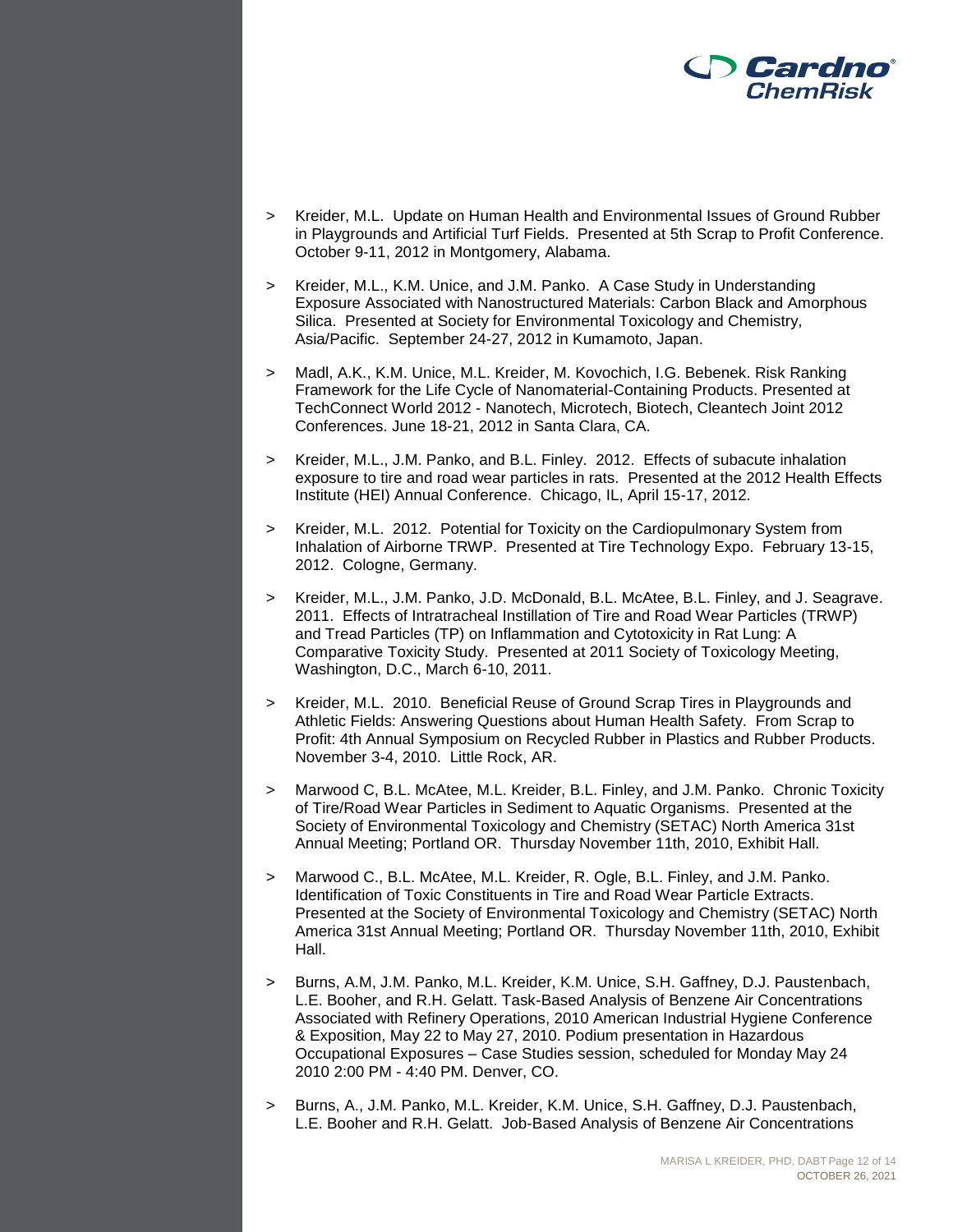- Kreider, M.L. Update on Human Health and Environmental Issues of Ground Rubber in Playgrounds and Artificial Turf Fields. Presented at 5th Scrap to Profit Conference. October 9-11, 2012 in Montgomery, Alabama.

- Kreider, M.L., K.M. Unice, and J.M. Panko. A Case Study in Understanding Exposure Associated with Nanostructured Materials: Carbon Black and Amorphous Silica. Presented at Society for Environmental Toxicology and Chemistry, Asia/Pacific. September 24-27, 2012 in Kumamoto, Japan.

- Madl, A.K., K.M. Unice, M.L. Kreider, M. Kovochich, I.G. Bebenek. Risk Ranking Framework for the Life Cycle of Nanomaterial-Containing Products. Presented at TechConnect World 2012 - Nanotech, Microtech, Biotech, Cleantech Joint 2012 Conferences. June 18-21, 2012 in Santa Clara, CA.

- Kreider, M.L., J.M. Panko, and B.L. Finley. 2012. Effects of subacute inhalation exposure to tire and road wear particles in rats. Presented at the 2012 Health Effects Institute (HEI) Annual Conference. Chicago, IL, April 15-17, 2012.

- Kreider, M.L. 2012. Potential for Toxicity on the Cardiopulmonary System from Inhalation of Airborne TRWP. Presented at Tire Technology Expo. February 13-15, 2012. Cologne, Germany.

- Kreider, M.L., J.M. Panko, J.D. McDonald, B.L. McAtee, B.L. Finley, and J. Seagrave. 2011. Effects of Intratracheal Instillation of Tire and Road Wear Particles (TRWP) and Tread Particles (TP) on Inflammation and Cytotoxicity in Rat Lung: A Comparative Toxicity Study. Presented at 2011 Society of Toxicology Meeting, Washington, D.C., March 6-10, 2011.

- Kreider, M.L. 2010. Beneficial Reuse of Ground Scrap Tires in Playgrounds and Athletic Fields: Answering Questions about Human Health Safety. From Scrap to Profit: 4th Annual Symposium on Recycled Rubber in Plastics and Rubber Products. November 3-4, 2010. Little Rock, AR.

- Marwood C, B.L. McAtee, M.L. Kreider, B.L. Finley, and J.M. Panko. Chronic Toxicity of Tire/Road Wear Particles in Sediment to Aquatic Organisms. Presented at the Society of Environmental Toxicology and Chemistry (SETAC) North America 31st Annual Meeting; Portland OR. Thursday November 11th, 2010, Exhibit Hall.

- Marwood C., B.L. McAtee, M.L. Kreider, R. Ogle, B.L. Finley, and J.M. Panko. Identification of Toxic Constituents in Tire and Road Wear Particle Extracts. Presented at the Society of Environmental Toxicology and Chemistry (SETAC) North America 31st Annual Meeting; Portland OR. Thursday November 11th, 2010, Exhibit Hall.

- Burns, A.M, J.M. Panko, M.L. Kreider, K.M. Unice, S.H. Gaffney, D.J. Paustenbach, L.E. Booher, and R.H. Gelatt. Task-Based Analysis of Benzene Air Concentrations Associated with Refinery Operations, 2010 American Industrial Hygiene Conference & Exposition, May 22 to May 27, 2010. Podium presentation in Hazardous Occupational Exposures – Case Studies session, scheduled for Monday May 24 2010 2:00 PM - 4:40 PM. Denver, CO.

- Burns, A., J.M. Panko, M.L. Kreider, K.M. Unice, S.H. Gaffney, D.J. Paustenbach, L.E. Booher and R.H. Gelatt. Job-Based Analysis of Benzene Air Concentrations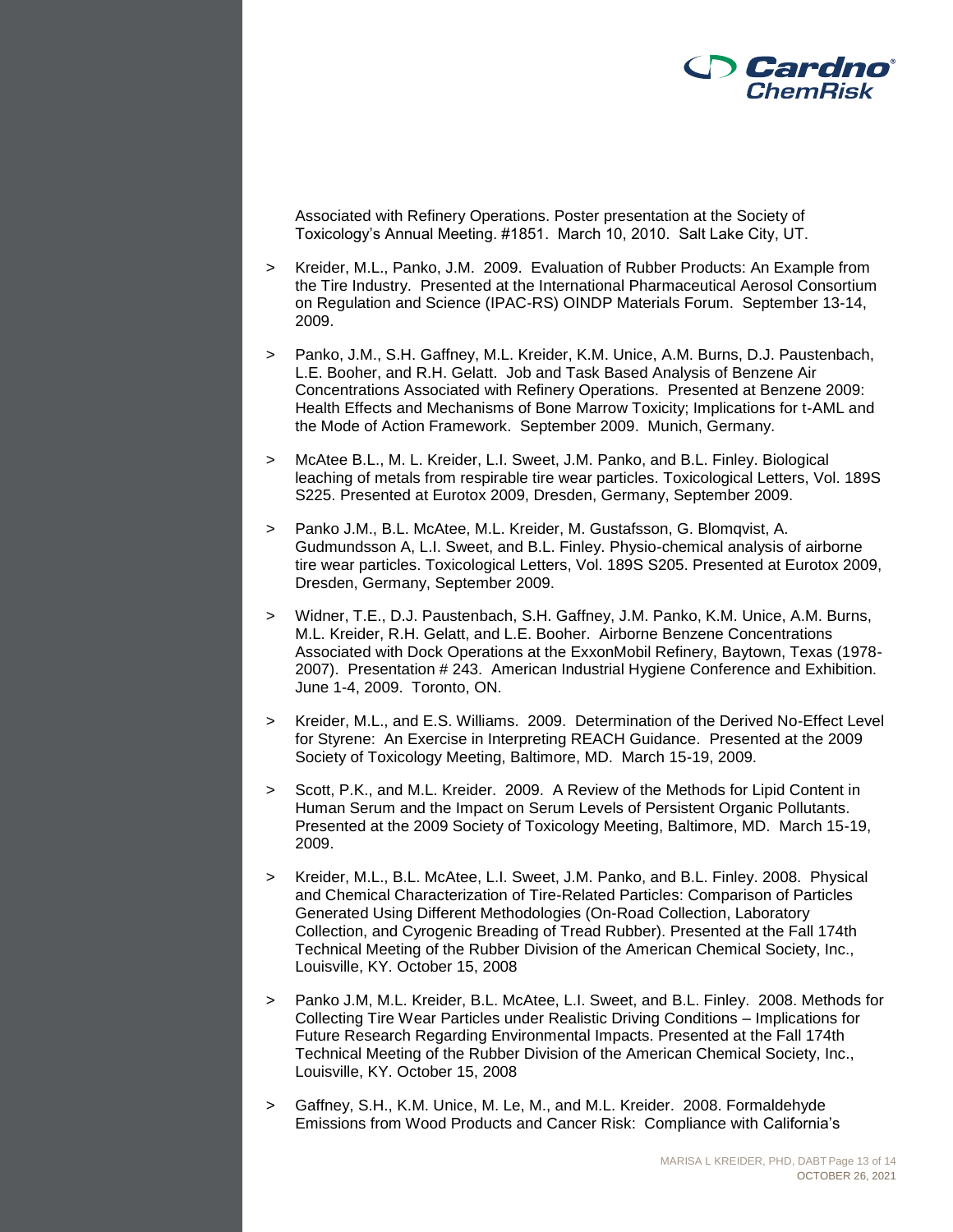Associated with Refinery Operations. Poster presentation at the Society of Toxicology's Annual Meeting. #1851. March 10, 2010. Salt Lake City, UT.

- Kreider, M.L., Panko, J.M. 2009. Evaluation of Rubber Products: An Example from the Tire Industry. Presented at the International Pharmaceutical Aerosol Consortium on Regulation and Science (IPAC-RS) OINDP Materials Forum. September 13-14, 2009.

- Panko, J.M., S.H. Gaffney, M.L. Kreider, K.M. Unice, A.M. Burns, D.J. Paustenbach, L.E. Booher, and R.H. Gelatt. Job and Task Based Analysis of Benzene Air Concentrations Associated with Refinery Operations. Presented at Benzene 2009: Health Effects and Mechanisms of Bone Marrow Toxicity; Implications for t-AML and the Mode of Action Framework. September 2009. Munich, Germany.

- McAtee B.L., M. L. Kreider, L.I. Sweet, J.M. Panko, and B.L. Finley. Biological leaching of metals from respirable tire wear particles. Toxicological Letters, Vol. 189S S225. Presented at Eurotox 2009, Dresden, Germany, September 2009.

- Panko J.M., B.L. McAtee, M.L. Kreider, M. Gustafsson, G. Blomqvist, A. Gudmundsson A, L.I. Sweet, and B.L. Finley. Physio-chemical analysis of airborne tire wear particles. Toxicological Letters, Vol. 189S S205. Presented at Eurotox 2009, Dresden, Germany, September 2009.

- Widner, T.E., D.J. Paustenbach, S.H. Gaffney, J.M. Panko, K.M. Unice, A.M. Burns, M.L. Kreider, R.H. Gelatt, and L.E. Booher. Airborne Benzene Concentrations Associated with Dock Operations at the ExxonMobil Refinery, Baytown, Texas (1978-2007). Presentation # 243. American Industrial Hygiene Conference and Exhibition. June 1-4, 2009. Toronto, ON.

- Kreider, M.L., and E.S. Williams. 2009. Determination of the Derived No-Effect Level for Styrene: An Exercise in Interpreting REACH Guidance. Presented at the 2009 Society of Toxicology Meeting, Baltimore, MD. March 15-19, 2009.

- Scott, P.K., and M.L. Kreider. 2009. A Review of the Methods for Lipid Content in Human Serum and the Impact on Serum Levels of Persistent Organic Pollutants. Presented at the 2009 Society of Toxicology Meeting, Baltimore, MD. March 15-19, 2009.

- Kreider, M.L., B.L. McAtee, L.I. Sweet, J.M. Panko, and B.L. Finley. 2008. Physical and Chemical Characterization of Tire-Related Particles: Comparison of Particles Generated Using Different Methodologies (On-Road Collection, Laboratory Collection, and Cyrogenic Breading of Tread Rubber). Presented at the Fall 174th Technical Meeting of the Rubber Division of the American Chemical Society, Inc., Louisville, KY. October 15, 2008

- Panko J.M, M.L. Kreider, B.L. McAtee, L.I. Sweet, and B.L. Finley. 2008. Methods for Collecting Tire Wear Particles under Realistic Driving Conditions – Implications for Future Research Regarding Environmental Impacts. Presented at the Fall 174th Technical Meeting of the Rubber Division of the American Chemical Society, Inc., Louisville, KY. October 15, 2008

- Gaffney, S.H., K.M. Unice, M. Le, M., and M.L. Kreider. 2008. Formaldehyde Emissions from Wood Products and Cancer Risk: Compliance with California's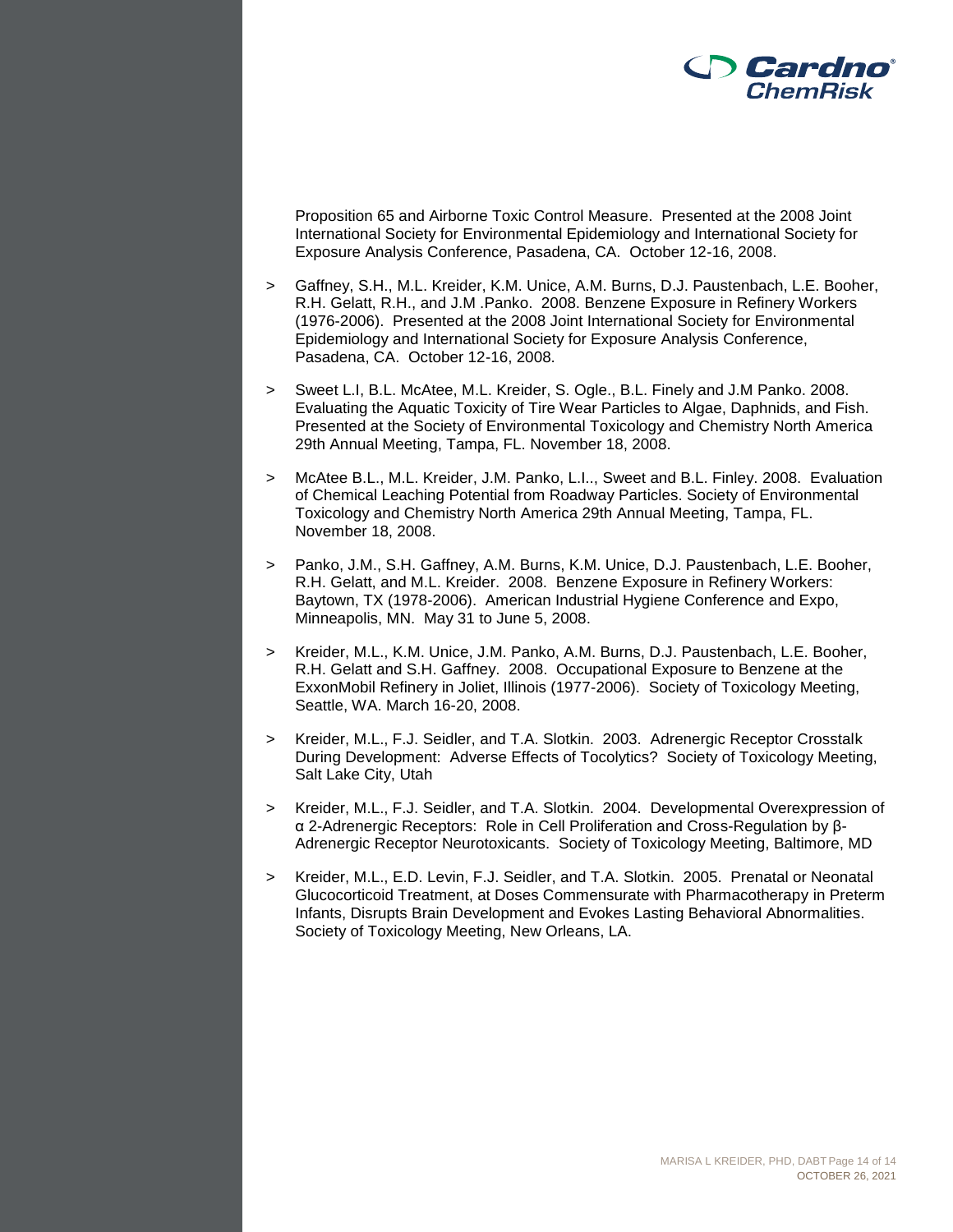Proposition 65 and Airborne Toxic Control Measure. Presented at the 2008 Joint International Society for Environmental Epidemiology and International Society for Exposure Analysis Conference, Pasadena, CA. October 12-16, 2008.

> Gaffney, S.H., M.L. Kreider, K.M. Unice, A.M. Burns, D.J. Paustenbach, L.E. Booher, R.H. Gelatt, R.H., and J.M .Panko. 2008. Benzene Exposure in Refinery Workers (1976-2006). Presented at the 2008 Joint International Society for Environmental Epidemiology and International Society for Exposure Analysis Conference, Pasadena, CA. October 12-16, 2008.

> Sweet L.I, B.L. McAtee, M.L. Kreider, S. Ogle., B.L. Finely and J.M Panko. 2008. Evaluating the Aquatic Toxicity of Tire Wear Particles to Algae, Daphnids, and Fish. Presented at the Society of Environmental Toxicology and Chemistry North America 29th Annual Meeting, Tampa, FL. November 18, 2008.

> McAtee B.L., M.L. Kreider, J.M. Panko, L.I.., Sweet and B.L. Finley. 2008. Evaluation of Chemical Leaching Potential from Roadway Particles. Society of Environmental Toxicology and Chemistry North America 29th Annual Meeting, Tampa, FL. November 18, 2008.

> Panko, J.M., S.H. Gaffney, A.M. Burns, K.M. Unice, D.J. Paustenbach, L.E. Booher, R.H. Gelatt, and M.L. Kreider. 2008. Benzene Exposure in Refinery Workers: Baytown, TX (1978-2006). American Industrial Hygiene Conference and Expo, Minneapolis, MN. May 31 to June 5, 2008.

> Kreider, M.L., K.M. Unice, J.M. Panko, A.M. Burns, D.J. Paustenbach, L.E. Booher, R.H. Gelatt and S.H. Gaffney. 2008. Occupational Exposure to Benzene at the ExxonMobil Refinery in Joliet, Illinois (1977-2006). Society of Toxicology Meeting, Seattle, WA. March 16-20, 2008.

> Kreider, M.L., F.J. Seidler, and T.A. Slotkin. 2003. Adrenergic Receptor Crosstalk During Development: Adverse Effects of Tocolytics? Society of Toxicology Meeting, Salt Lake City, Utah

> Kreider, M.L., F.J. Seidler, and T.A. Slotkin. 2004. Developmental Overexpression of α 2-Adrenergic Receptors: Role in Cell Proliferation and Cross-Regulation by β-Adrenergic Receptor Neurotoxicants. Society of Toxicology Meeting, Baltimore, MD

> Kreider, M.L., E.D. Levin, F.J. Seidler, and T.A. Slotkin. 2005. Prenatal or Neonatal Glucocorticoid Treatment, at Doses Commensurate with Pharmacotherapy in Preterm Infants, Disrupts Brain Development and Evokes Lasting Behavioral Abnormalities. Society of Toxicology Meeting, New Orleans, LA.